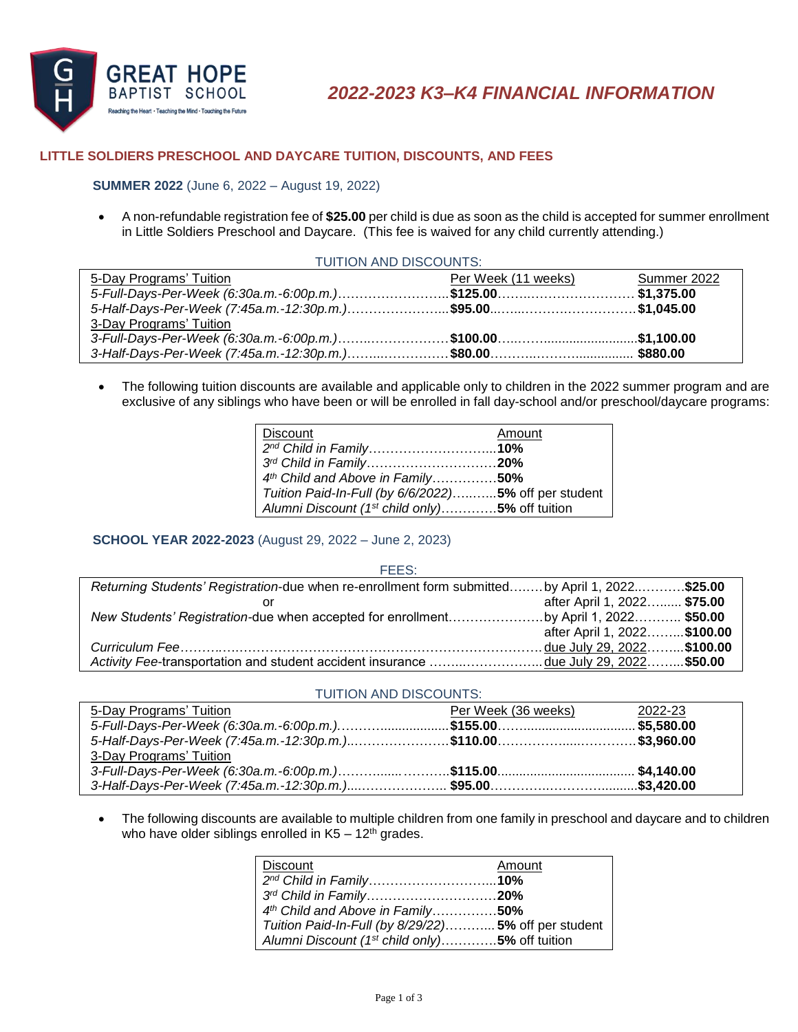**GREAT HOPE BAPTIST SCHOOL**
Reaching the Heart · Teaching the Mind · Touching the Future

# 2022-2023 K3–K4 FINANCIAL INFORMATION

## LITTLE SOLDIERS PRESCHOOL AND DAYCARE TUITION, DISCOUNTS, AND FEES

### SUMMER 2022 (June 6, 2022 – August 19, 2022)

- A non-refundable registration fee of **$25.00** per child is due as soon as the child is accepted for summer enrollment in Little Soldiers Preschool and Daycare. (This fee is waived for any child currently attending.)

TUITION AND DISCOUNTS:

| 5-Day Programs' Tuition | Per Week (11 weeks) | Summer 2022 |
|---|---|---|
| *5-Full-Days-Per-Week (6:30a.m.-6:00p.m.)* | **$125.00** | **$1,375.00** |
| *5-Half-Days-Per-Week (7:45a.m.-12:30p.m.)* | **$95.00** | **$1,045.00** |
| 3-Day Programs' Tuition | | |
| *3-Full-Days-Per-Week (6:30a.m.-6:00p.m.)* | **$100.00** | **$1,100.00** |
| *3-Half-Days-Per-Week (7:45a.m.-12:30p.m.)* | **$80.00** | **$880.00** |

- The following tuition discounts are available and applicable only to children in the 2022 summer program and are exclusive of any siblings who have been or will be enrolled in fall day-school and/or preschool/daycare programs:

| Discount | Amount |
|---|---|
| *2nd Child in Family* | **10%** |
| *3rd Child in Family* | **20%** |
| *4th Child and Above in Family* | **50%** |
| *Tuition Paid-In-Full (by 6/6/2022)* | **5%** off per student |
| *Alumni Discount (1st child only)* | **5%** off tuition |

### SCHOOL YEAR 2022-2023 (August 29, 2022 – June 2, 2023)

FEES:

| Fee | Due | Amount |
|---|---|---|
| *Returning Students' Registration*-due when re-enrollment form submitted | by April 1, 2022 | **$25.00** |
| or | after April 1, 2022 | **$75.00** |
| *New Students' Registration*-due when accepted for enrollment | by April 1, 2022 | **$50.00** |
| | after April 1, 2022 | **$100.00** |
| *Curriculum Fee* | due July 29, 2022 | **$100.00** |
| *Activity Fee*-transportation and student accident insurance | due July 29, 2022 | **$50.00** |

TUITION AND DISCOUNTS:

| 5-Day Programs' Tuition | Per Week (36 weeks) | 2022-23 |
|---|---|---|
| *5-Full-Days-Per-Week (6:30a.m.-6:00p.m.)* | **$155.00** | **$5,580.00** |
| *5-Half-Days-Per-Week (7:45a.m.-12:30p.m.)* | **$110.00** | **$3,960.00** |
| 3-Day Programs' Tuition | | |
| *3-Full-Days-Per-Week (6:30a.m.-6:00p.m.)* | **$115.00** | **$4,140.00** |
| *3-Half-Days-Per-Week (7:45a.m.-12:30p.m.)* | **$95.00** | **$3,420.00** |

- The following discounts are available to multiple children from one family in preschool and daycare and to children who have older siblings enrolled in K5 – 12th grades.

| Discount | Amount |
|---|---|
| *2nd Child in Family* | **10%** |
| *3rd Child in Family* | **20%** |
| *4th Child and Above in Family* | **50%** |
| *Tuition Paid-In-Full (by 8/29/22)* | **5%** off per student |
| *Alumni Discount (1st child only)* | **5%** off tuition |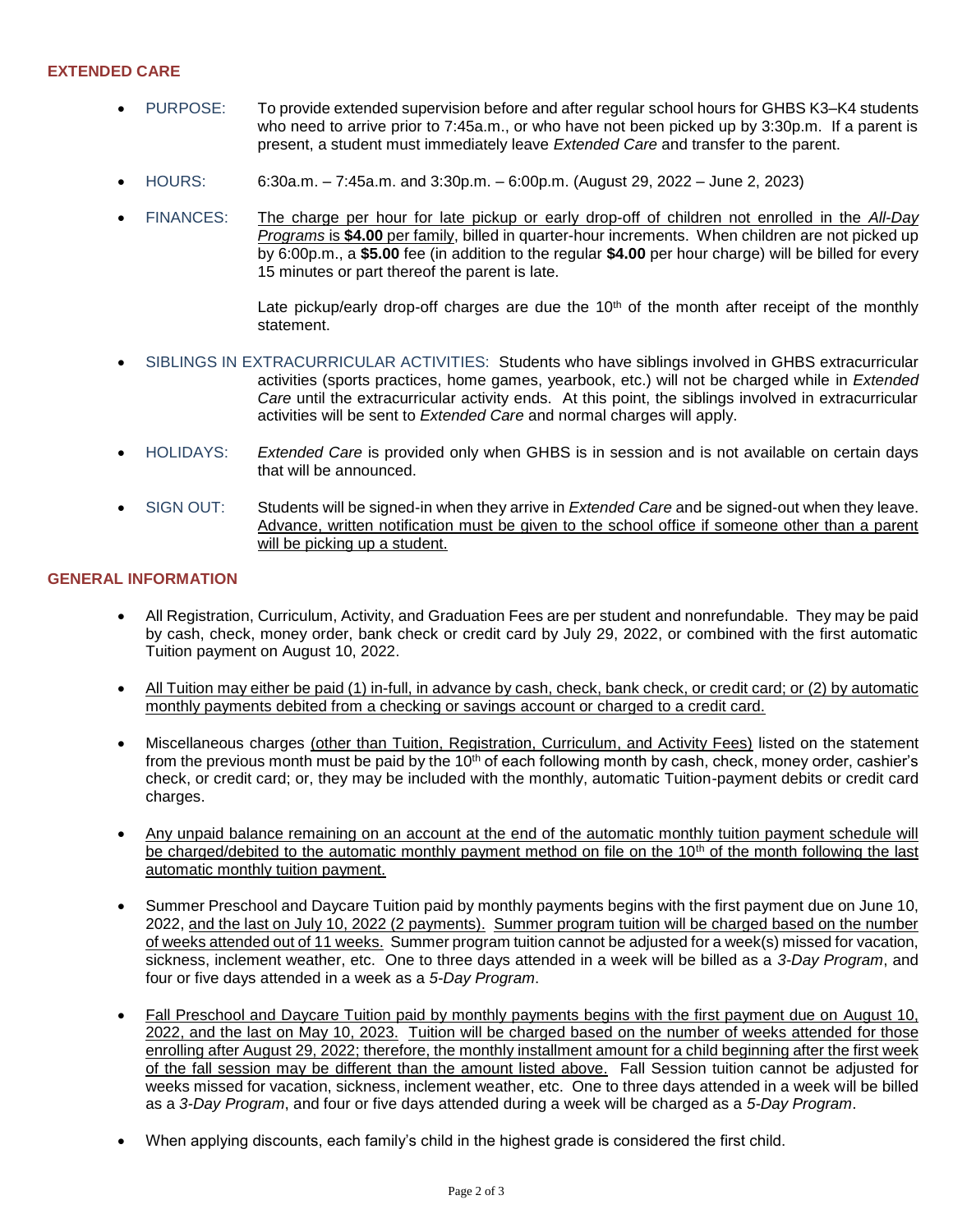## EXTENDED CARE

- PURPOSE: To provide extended supervision before and after regular school hours for GHBS K3–K4 students who need to arrive prior to 7:45a.m., or who have not been picked up by 3:30p.m. If a parent is present, a student must immediately leave *Extended Care* and transfer to the parent.

- HOURS: 6:30a.m. – 7:45a.m. and 3:30p.m. – 6:00p.m. (August 29, 2022 – June 2, 2023)

- FINANCES: The charge per hour for late pickup or early drop-off of children not enrolled in the *All-Day Programs* is **$4.00** per family, billed in quarter-hour increments. When children are not picked up by 6:00p.m., a **$5.00** fee (in addition to the regular **$4.00** per hour charge) will be billed for every 15 minutes or part thereof the parent is late.

  Late pickup/early drop-off charges are due the 10th of the month after receipt of the monthly statement.

- SIBLINGS IN EXTRACURRICULAR ACTIVITIES: Students who have siblings involved in GHBS extracurricular activities (sports practices, home games, yearbook, etc.) will not be charged while in *Extended Care* until the extracurricular activity ends. At this point, the siblings involved in extracurricular activities will be sent to *Extended Care* and normal charges will apply.

- HOLIDAYS: *Extended Care* is provided only when GHBS is in session and is not available on certain days that will be announced.

- SIGN OUT: Students will be signed-in when they arrive in *Extended Care* and be signed-out when they leave. Advance, written notification must be given to the school office if someone other than a parent will be picking up a student.

## GENERAL INFORMATION

- All Registration, Curriculum, Activity, and Graduation Fees are per student and nonrefundable. They may be paid by cash, check, money order, bank check or credit card by July 29, 2022, or combined with the first automatic Tuition payment on August 10, 2022.

- All Tuition may either be paid (1) in-full, in advance by cash, check, bank check, or credit card; or (2) by automatic monthly payments debited from a checking or savings account or charged to a credit card.

- Miscellaneous charges (other than Tuition, Registration, Curriculum, and Activity Fees) listed on the statement from the previous month must be paid by the 10th of each following month by cash, check, money order, cashier's check, or credit card; or, they may be included with the monthly, automatic Tuition-payment debits or credit card charges.

- Any unpaid balance remaining on an account at the end of the automatic monthly tuition payment schedule will be charged/debited to the automatic monthly payment method on file on the 10th of the month following the last automatic monthly tuition payment.

- Summer Preschool and Daycare Tuition paid by monthly payments begins with the first payment due on June 10, 2022, and the last on July 10, 2022 (2 payments). Summer program tuition will be charged based on the number of weeks attended out of 11 weeks. Summer program tuition cannot be adjusted for a week(s) missed for vacation, sickness, inclement weather, etc. One to three days attended in a week will be billed as a *3-Day Program*, and four or five days attended in a week as a *5-Day Program*.

- Fall Preschool and Daycare Tuition paid by monthly payments begins with the first payment due on August 10, 2022, and the last on May 10, 2023. Tuition will be charged based on the number of weeks attended for those enrolling after August 29, 2022; therefore, the monthly installment amount for a child beginning after the first week of the fall session may be different than the amount listed above. Fall Session tuition cannot be adjusted for weeks missed for vacation, sickness, inclement weather, etc. One to three days attended in a week will be billed as a *3-Day Program*, and four or five days attended during a week will be charged as a *5-Day Program*.

- When applying discounts, each family's child in the highest grade is considered the first child.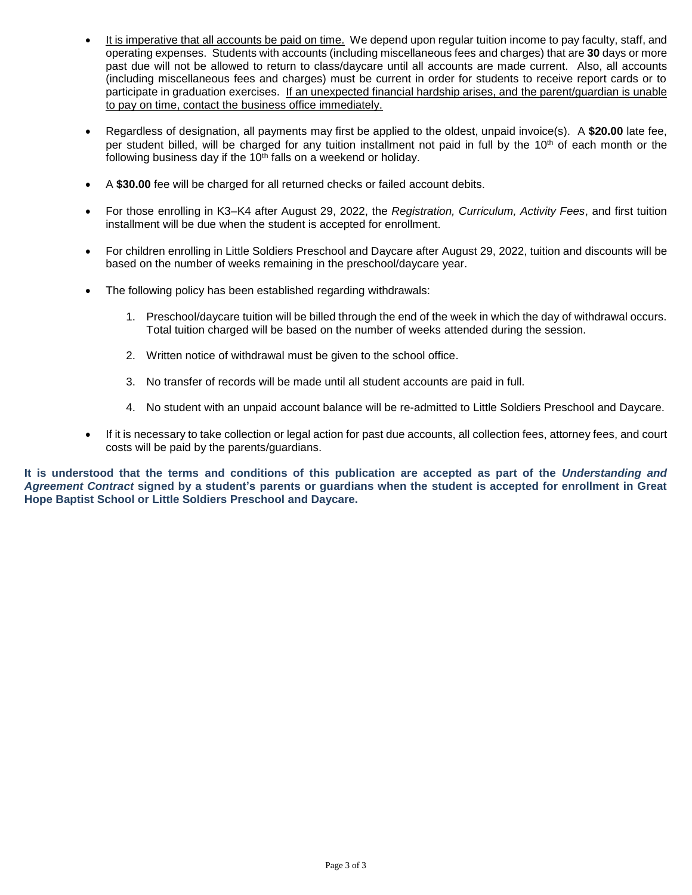- <u>It is imperative that all accounts be paid on time.</u> We depend upon regular tuition income to pay faculty, staff, and operating expenses. Students with accounts (including miscellaneous fees and charges) that are **30** days or more past due will not be allowed to return to class/daycare until all accounts are made current. Also, all accounts (including miscellaneous fees and charges) must be current in order for students to receive report cards or to participate in graduation exercises. <u>If an unexpected financial hardship arises, and the parent/guardian is unable to pay on time, contact the business office immediately.</u>

- Regardless of designation, all payments may first be applied to the oldest, unpaid invoice(s). A **$20.00** late fee, per student billed, will be charged for any tuition installment not paid in full by the 10th of each month or the following business day if the 10th falls on a weekend or holiday.

- A **$30.00** fee will be charged for all returned checks or failed account debits.

- For those enrolling in K3–K4 after August 29, 2022, the *Registration, Curriculum, Activity Fees*, and first tuition installment will be due when the student is accepted for enrollment.

- For children enrolling in Little Soldiers Preschool and Daycare after August 29, 2022, tuition and discounts will be based on the number of weeks remaining in the preschool/daycare year.

- The following policy has been established regarding withdrawals:

  1. Preschool/daycare tuition will be billed through the end of the week in which the day of withdrawal occurs. Total tuition charged will be based on the number of weeks attended during the session.
  2. Written notice of withdrawal must be given to the school office.
  3. No transfer of records will be made until all student accounts are paid in full.
  4. No student with an unpaid account balance will be re-admitted to Little Soldiers Preschool and Daycare.

- If it is necessary to take collection or legal action for past due accounts, all collection fees, attorney fees, and court costs will be paid by the parents/guardians.

**It is understood that the terms and conditions of this publication are accepted as part of the *Understanding and Agreement Contract* signed by a student's parents or guardians when the student is accepted for enrollment in Great Hope Baptist School or Little Soldiers Preschool and Daycare.**